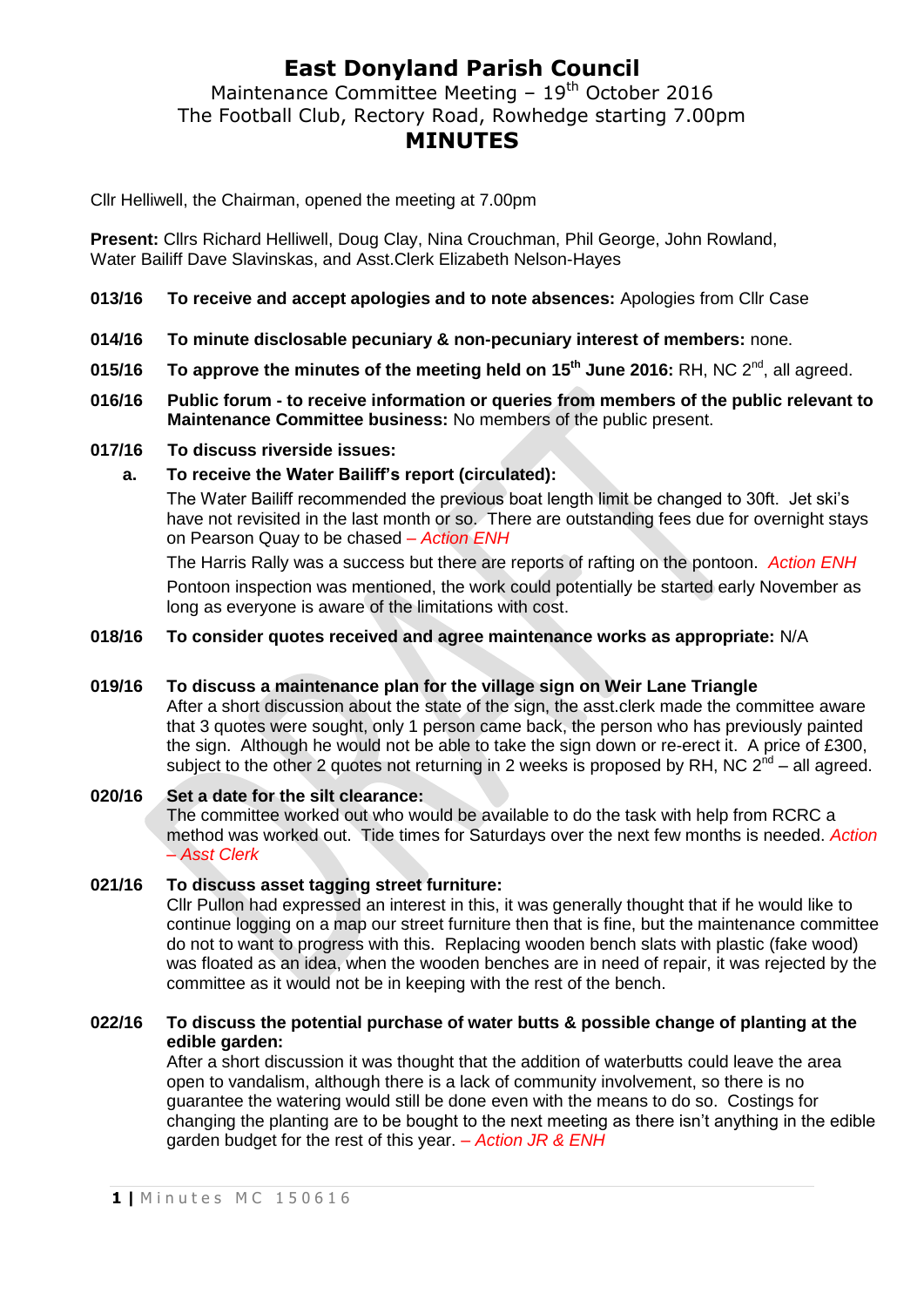# East Donyland Parish Council

Maintenance Committee Meeting – 19th October 2016
The Football Club, Rectory Road, Rowhedge starting 7.00pm

## MINUTES

Cllr Helliwell, the Chairman, opened the meeting at 7.00pm

**Present:** Cllrs Richard Helliwell, Doug Clay, Nina Crouchman, Phil George, John Rowland, Water Bailiff Dave Slavinskas, and Asst.Clerk Elizabeth Nelson-Hayes

**013/16 To receive and accept apologies and to note absences:** Apologies from Cllr Case

**014/16 To minute disclosable pecuniary & non-pecuniary interest of members:** none.

**015/16 To approve the minutes of the meeting held on 15th June 2016:** RH, NC 2nd, all agreed.

**016/16 Public forum - to receive information or queries from members of the public relevant to Maintenance Committee business:** No members of the public present.

**017/16 To discuss riverside issues:**

**a. To receive the Water Bailiff's report (circulated):**

The Water Bailiff recommended the previous boat length limit be changed to 30ft. Jet ski's have not revisited in the last month or so. There are outstanding fees due for overnight stays on Pearson Quay to be chased *– Action ENH*

The Harris Rally was a success but there are reports of rafting on the pontoon. *Action ENH*

Pontoon inspection was mentioned, the work could potentially be started early November as long as everyone is aware of the limitations with cost.

**018/16 To consider quotes received and agree maintenance works as appropriate:** N/A

**019/16 To discuss a maintenance plan for the village sign on Weir Lane Triangle**

After a short discussion about the state of the sign, the asst.clerk made the committee aware that 3 quotes were sought, only 1 person came back, the person who has previously painted the sign. Although he would not be able to take the sign down or re-erect it. A price of £300, subject to the other 2 quotes not returning in 2 weeks is proposed by RH, NC 2nd – all agreed.

**020/16 Set a date for the silt clearance:**

The committee worked out who would be available to do the task with help from RCRC a method was worked out. Tide times for Saturdays over the next few months is needed. *Action – Asst Clerk*

**021/16 To discuss asset tagging street furniture:**

Cllr Pullon had expressed an interest in this, it was generally thought that if he would like to continue logging on a map our street furniture then that is fine, but the maintenance committee do not to want to progress with this. Replacing wooden bench slats with plastic (fake wood) was floated as an idea, when the wooden benches are in need of repair, it was rejected by the committee as it would not be in keeping with the rest of the bench.

**022/16 To discuss the potential purchase of water butts & possible change of planting at the edible garden:**

After a short discussion it was thought that the addition of waterbutts could leave the area open to vandalism, although there is a lack of community involvement, so there is no guarantee the watering would still be done even with the means to do so. Costings for changing the planting are to be bought to the next meeting as there isn't anything in the edible garden budget for the rest of this year. *– Action JR & ENH*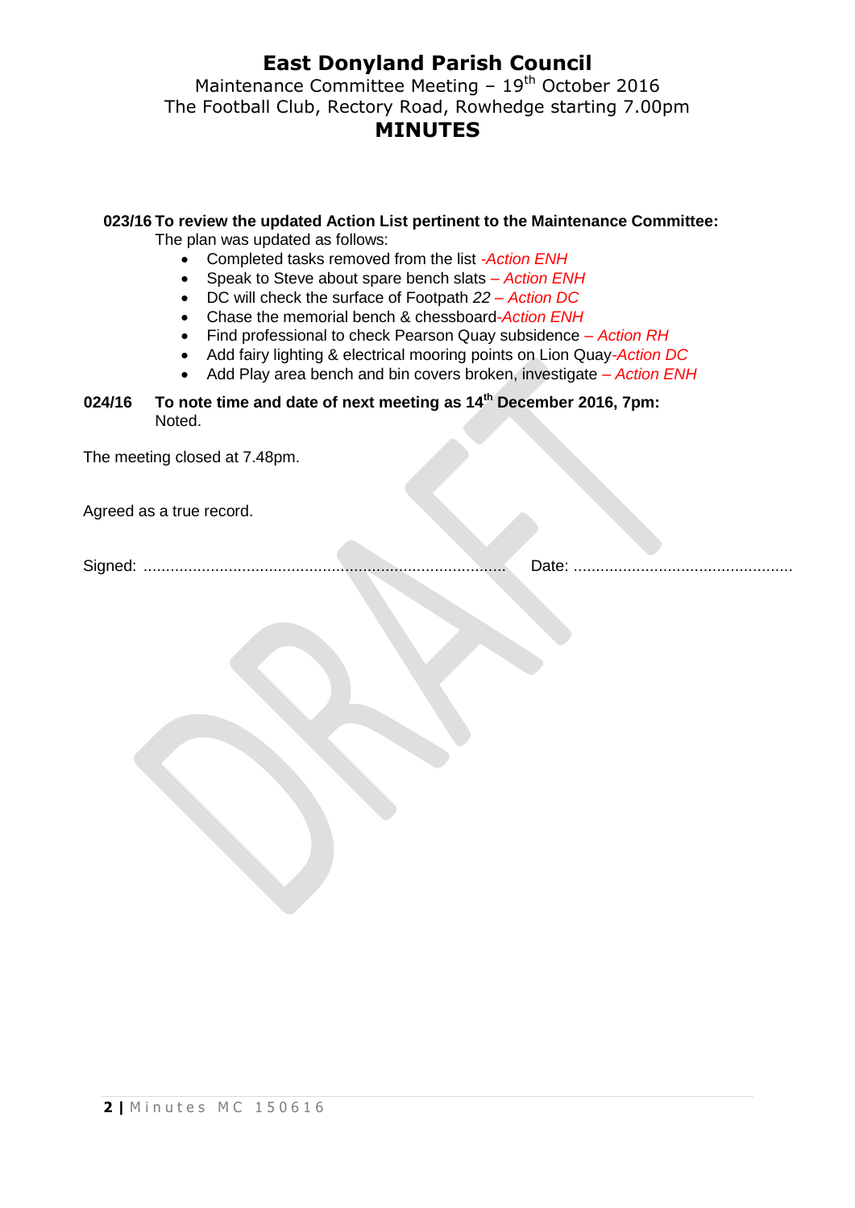# East Donyland Parish Council

Maintenance Committee Meeting – 19th October 2016
The Football Club, Rectory Road, Rowhedge starting 7.00pm

## MINUTES

**023/16 To review the updated Action List pertinent to the Maintenance Committee:**

The plan was updated as follows:

- Completed tasks removed from the list *-Action ENH*
- Speak to Steve about spare bench slats *– Action ENH*
- DC will check the surface of Footpath *22 – Action DC*
- Chase the memorial bench & chessboard*-Action ENH*
- Find professional to check Pearson Quay subsidence *– Action RH*
- Add fairy lighting & electrical mooring points on Lion Quay*-Action DC*
- Add Play area bench and bin covers broken, investigate *– Action ENH*

**024/16 To note time and date of next meeting as 14th December 2016, 7pm:**

Noted.

The meeting closed at 7.48pm.

Agreed as a true record.

Signed: ................................................................................ Date: ................................................